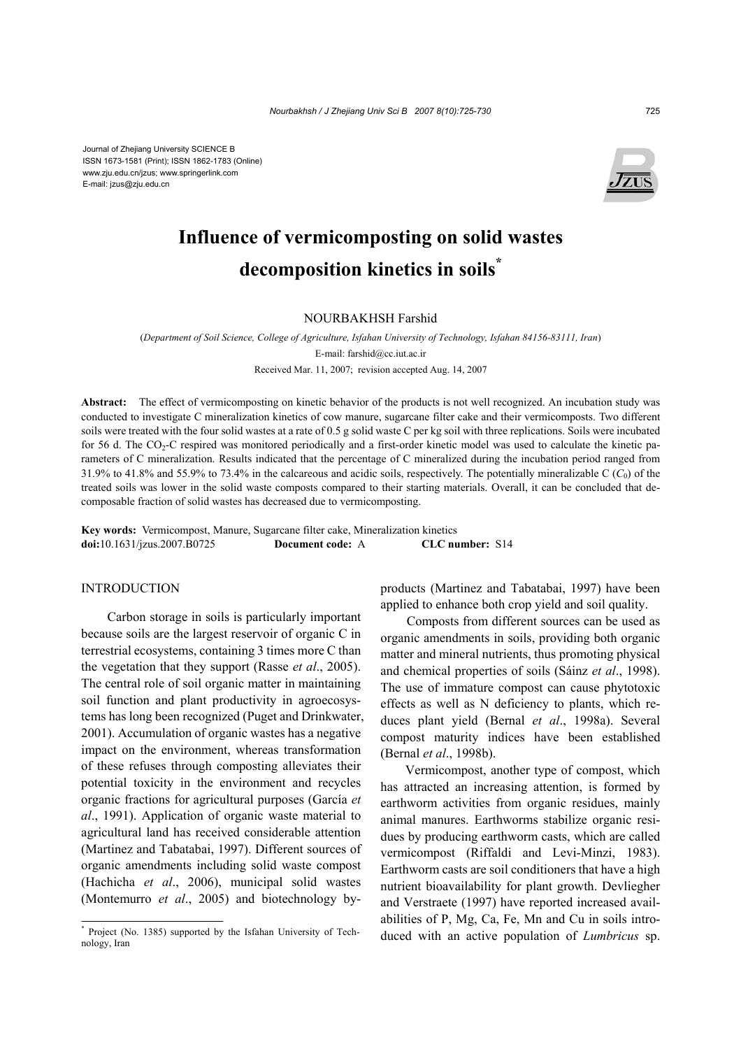Journal of Zhejiang University SCIENCE B
ISSN 1673-1581 (Print); ISSN 1862-1783 (Online)
www.zju.edu.cn/jzus; www.springerlink.com
E-mail: jzus@zju.edu.cn

# Influence of vermicomposting on solid wastes decomposition kinetics in soils*

NOURBAKHSH Farshid

(*Department of Soil Science, College of Agriculture, Isfahan University of Technology, Isfahan 84156-83111, Iran*)

E-mail: farshid@cc.iut.ac.ir

Received Mar. 11, 2007; revision accepted Aug. 14, 2007

**Abstract:** The effect of vermicomposting on kinetic behavior of the products is not well recognized. An incubation study was conducted to investigate C mineralization kinetics of cow manure, sugarcane filter cake and their vermicomposts. Two different soils were treated with the four solid wastes at a rate of 0.5 g solid waste C per kg soil with three replications. Soils were incubated for 56 d. The $CO_2$-C respired was monitored periodically and a first-order kinetic model was used to calculate the kinetic parameters of C mineralization. Results indicated that the percentage of C mineralized during the incubation period ranged from 31.9% to 41.8% and 55.9% to 73.4% in the calcareous and acidic soils, respectively. The potentially mineralizable C ($C_0$) of the treated soils was lower in the solid waste composts compared to their starting materials. Overall, it can be concluded that decomposable fraction of solid wastes has decreased due to vermicomposting.

**Key words:** Vermicompost, Manure, Sugarcane filter cake, Mineralization kinetics
**doi:**10.1631/jzus.2007.B0725 **Document code:** A **CLC number:** S14

## INTRODUCTION

Carbon storage in soils is particularly important because soils are the largest reservoir of organic C in terrestrial ecosystems, containing 3 times more C than the vegetation that they support (Rasse *et al*., 2005). The central role of soil organic matter in maintaining soil function and plant productivity in agroecosystems has long been recognized (Puget and Drinkwater, 2001). Accumulation of organic wastes has a negative impact on the environment, whereas transformation of these refuses through composting alleviates their potential toxicity in the environment and recycles organic fractions for agricultural purposes (García *et al*., 1991). Application of organic waste material to agricultural land has received considerable attention (Martinez and Tabatabai, 1997). Different sources of organic amendments including solid waste compost (Hachicha *et al*., 2006), municipal solid wastes (Montemurro *et al*., 2005) and biotechnology by-products (Martinez and Tabatabai, 1997) have been applied to enhance both crop yield and soil quality.

Composts from different sources can be used as organic amendments in soils, providing both organic matter and mineral nutrients, thus promoting physical and chemical properties of soils (Sáinz *et al*., 1998). The use of immature compost can cause phytotoxic effects as well as N deficiency to plants, which reduces plant yield (Bernal *et al*., 1998a). Several compost maturity indices have been established (Bernal *et al*., 1998b).

Vermicompost, another type of compost, which has attracted an increasing attention, is formed by earthworm activities from organic residues, mainly animal manures. Earthworms stabilize organic residues by producing earthworm casts, which are called vermicompost (Riffaldi and Levi-Minzi, 1983). Earthworm casts are soil conditioners that have a high nutrient bioavailability for plant growth. Devliegher and Verstraete (1997) have reported increased availabilities of P, Mg, Ca, Fe, Mn and Cu in soils introduced with an active population of *Lumbricus* sp.

* Project (No. 1385) supported by the Isfahan University of Technology, Iran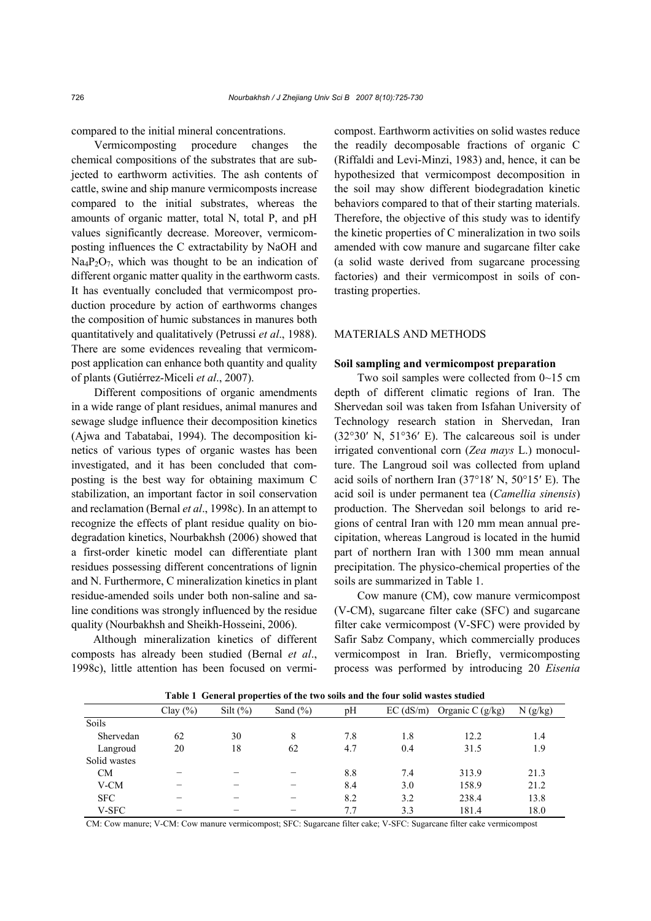compared to the initial mineral concentrations.

Vermicomposting procedure changes the chemical compositions of the substrates that are subjected to earthworm activities. The ash contents of cattle, swine and ship manure vermicomposts increase compared to the initial substrates, whereas the amounts of organic matter, total N, total P, and pH values significantly decrease. Moreover, vermicomposting influences the C extractability by NaOH and $Na_4P_2O_7$, which was thought to be an indication of different organic matter quality in the earthworm casts. It has eventually concluded that vermicompost production procedure by action of earthworms changes the composition of humic substances in manures both quantitatively and qualitatively (Petrussi *et al*., 1988). There are some evidences revealing that vermicompost application can enhance both quantity and quality of plants (Gutiérrez-Miceli *et al*., 2007).

Different compositions of organic amendments in a wide range of plant residues, animal manures and sewage sludge influence their decomposition kinetics (Ajwa and Tabatabai, 1994). The decomposition kinetics of various types of organic wastes has been investigated, and it has been concluded that composting is the best way for obtaining maximum C stabilization, an important factor in soil conservation and reclamation (Bernal *et al*., 1998c). In an attempt to recognize the effects of plant residue quality on biodegradation kinetics, Nourbakhsh (2006) showed that a first-order kinetic model can differentiate plant residues possessing different concentrations of lignin and N. Furthermore, C mineralization kinetics in plant residue-amended soils under both non-saline and saline conditions was strongly influenced by the residue quality (Nourbakhsh and Sheikh-Hosseini, 2006).

Although mineralization kinetics of different composts has already been studied (Bernal *et al*., 1998c), little attention has been focused on vermicompost. Earthworm activities on solid wastes reduce the readily decomposable fractions of organic C (Riffaldi and Levi-Minzi, 1983) and, hence, it can be hypothesized that vermicompost decomposition in the soil may show different biodegradation kinetic behaviors compared to that of their starting materials. Therefore, the objective of this study was to identify the kinetic properties of C mineralization in two soils amended with cow manure and sugarcane filter cake (a solid waste derived from sugarcane processing factories) and their vermicompost in soils of contrasting properties.

## MATERIALS AND METHODS

### Soil sampling and vermicompost preparation

Two soil samples were collected from 0~15 cm depth of different climatic regions of Iran. The Shervedan soil was taken from Isfahan University of Technology research station in Shervedan, Iran (32°30′ N, 51°36′ E). The calcareous soil is under irrigated conventional corn (*Zea mays* L.) monoculture. The Langroud soil was collected from upland acid soils of northern Iran (37°18′ N, 50°15′ E). The acid soil is under permanent tea (*Camellia sinensis*) production. The Shervedan soil belongs to arid regions of central Iran with 120 mm mean annual precipitation, whereas Langroud is located in the humid part of northern Iran with 1300 mm mean annual precipitation. The physico-chemical properties of the soils are summarized in Table 1.

Cow manure (CM), cow manure vermicompost (V-CM), sugarcane filter cake (SFC) and sugarcane filter cake vermicompost (V-SFC) were provided by Safir Sabz Company, which commercially produces vermicompost in Iran. Briefly, vermicomposting process was performed by introducing 20 *Eisenia*

**Table 1 General properties of the two soils and the four solid wastes studied**

| | Clay (%) | Silt (%) | Sand (%) | pH | EC (dS/m) | Organic C (g/kg) | N (g/kg) |
|---|---|---|---|---|---|---|---|
| Soils | | | | | | | |
| Shervedan | 62 | 30 | 8 | 7.8 | 1.8 | 12.2 | 1.4 |
| Langroud | 20 | 18 | 62 | 4.7 | 0.4 | 31.5 | 1.9 |
| Solid wastes | | | | | | | |
| CM | − | − | − | 8.8 | 7.4 | 313.9 | 21.3 |
| V-CM | − | − | − | 8.4 | 3.0 | 158.9 | 21.2 |
| SFC | − | − | − | 8.2 | 3.2 | 238.4 | 13.8 |
| V-SFC | − | − | − | 7.7 | 3.3 | 181.4 | 18.0 |

CM: Cow manure; V-CM: Cow manure vermicompost; SFC: Sugarcane filter cake; V-SFC: Sugarcane filter cake vermicompost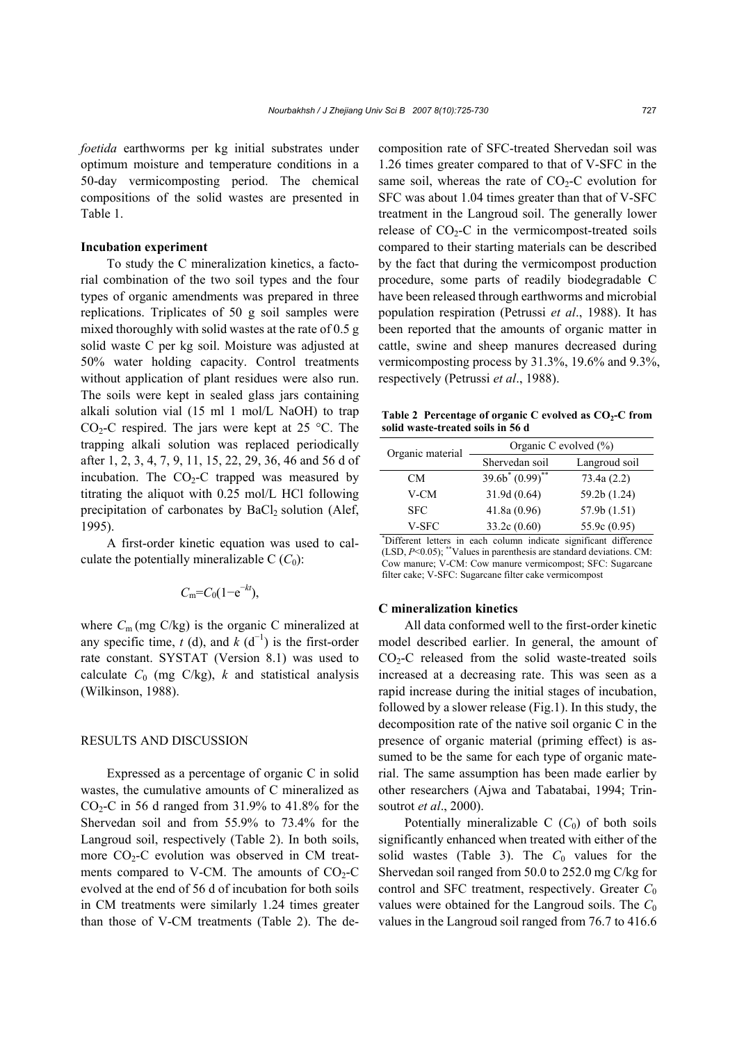*foetida* earthworms per kg initial substrates under optimum moisture and temperature conditions in a 50-day vermicomposting period. The chemical compositions of the solid wastes are presented in Table 1.

### Incubation experiment

To study the C mineralization kinetics, a factorial combination of the two soil types and the four types of organic amendments was prepared in three replications. Triplicates of 50 g soil samples were mixed thoroughly with solid wastes at the rate of 0.5 g solid waste C per kg soil. Moisture was adjusted at 50% water holding capacity. Control treatments without application of plant residues were also run. The soils were kept in sealed glass jars containing alkali solution vial (15 ml 1 mol/L NaOH) to trap $CO_2$-C respired. The jars were kept at 25 °C. The trapping alkali solution was replaced periodically after 1, 2, 3, 4, 7, 9, 11, 15, 22, 29, 36, 46 and 56 d of incubation. The $CO_2$-C trapped was measured by titrating the aliquot with 0.25 mol/L HCl following precipitation of carbonates by $BaCl_2$ solution (Alef, 1995).

A first-order kinetic equation was used to calculate the potentially mineralizable C ($C_0$):

$$C_m = C_0(1 - e^{-kt}),$$

where $C_m$ (mg C/kg) is the organic C mineralized at any specific time, $t$ (d), and $k$ ($d^{-1}$) is the first-order rate constant. SYSTAT (Version 8.1) was used to calculate $C_0$ (mg C/kg), $k$ and statistical analysis (Wilkinson, 1988).

## RESULTS AND DISCUSSION

Expressed as a percentage of organic C in solid wastes, the cumulative amounts of C mineralized as $CO_2$-C in 56 d ranged from 31.9% to 41.8% for the Shervedan soil and from 55.9% to 73.4% for the Langroud soil, respectively (Table 2). In both soils, more $CO_2$-C evolution was observed in CM treatments compared to V-CM. The amounts of $CO_2$-C evolved at the end of 56 d of incubation for both soils in CM treatments were similarly 1.24 times greater than those of V-CM treatments (Table 2). The decomposition rate of SFC-treated Shervedan soil was 1.26 times greater compared to that of V-SFC in the same soil, whereas the rate of $CO_2$-C evolution for SFC was about 1.04 times greater than that of V-SFC treatment in the Langroud soil. The generally lower release of $CO_2$-C in the vermicompost-treated soils compared to their starting materials can be described by the fact that during the vermicompost production procedure, some parts of readily biodegradable C have been released through earthworms and microbial population respiration (Petrussi *et al*., 1988). It has been reported that the amounts of organic matter in cattle, swine and sheep manures decreased during vermicomposting process by 31.3%, 19.6% and 9.3%, respectively (Petrussi *et al*., 1988).

**Table 2 Percentage of organic C evolved as $CO_2$-C from solid waste-treated soils in 56 d**

| Organic material | Organic C evolved (%) | |
|---|---|---|
| | Shervedan soil | Langroud soil |
| CM | 39.6b[*] (0.99)[**] | 73.4a (2.2) |
| V-CM | 31.9d (0.64) | 59.2b (1.24) |
| SFC | 41.8a (0.96) | 57.9b (1.51) |
| V-SFC | 33.2c (0.60) | 55.9c (0.95) |

[*]Different letters in each column indicate significant difference (LSD, $P<0.05$); [**]Values in parenthesis are standard deviations. CM: Cow manure; V-CM: Cow manure vermicompost; SFC: Sugarcane filter cake; V-SFC: Sugarcane filter cake vermicompost

### C mineralization kinetics

All data conformed well to the first-order kinetic model described earlier. In general, the amount of $CO_2$-C released from the solid waste-treated soils increased at a decreasing rate. This was seen as a rapid increase during the initial stages of incubation, followed by a slower release (Fig.1). In this study, the decomposition rate of the native soil organic C in the presence of organic material (priming effect) is assumed to be the same for each type of organic material. The same assumption has been made earlier by other researchers (Ajwa and Tabatabai, 1994; Trinsoutrot *et al*., 2000).

Potentially mineralizable C ($C_0$) of both soils significantly enhanced when treated with either of the solid wastes (Table 3). The $C_0$ values for the Shervedan soil ranged from 50.0 to 252.0 mg C/kg for control and SFC treatment, respectively. Greater $C_0$ values were obtained for the Langroud soils. The $C_0$ values in the Langroud soil ranged from 76.7 to 416.6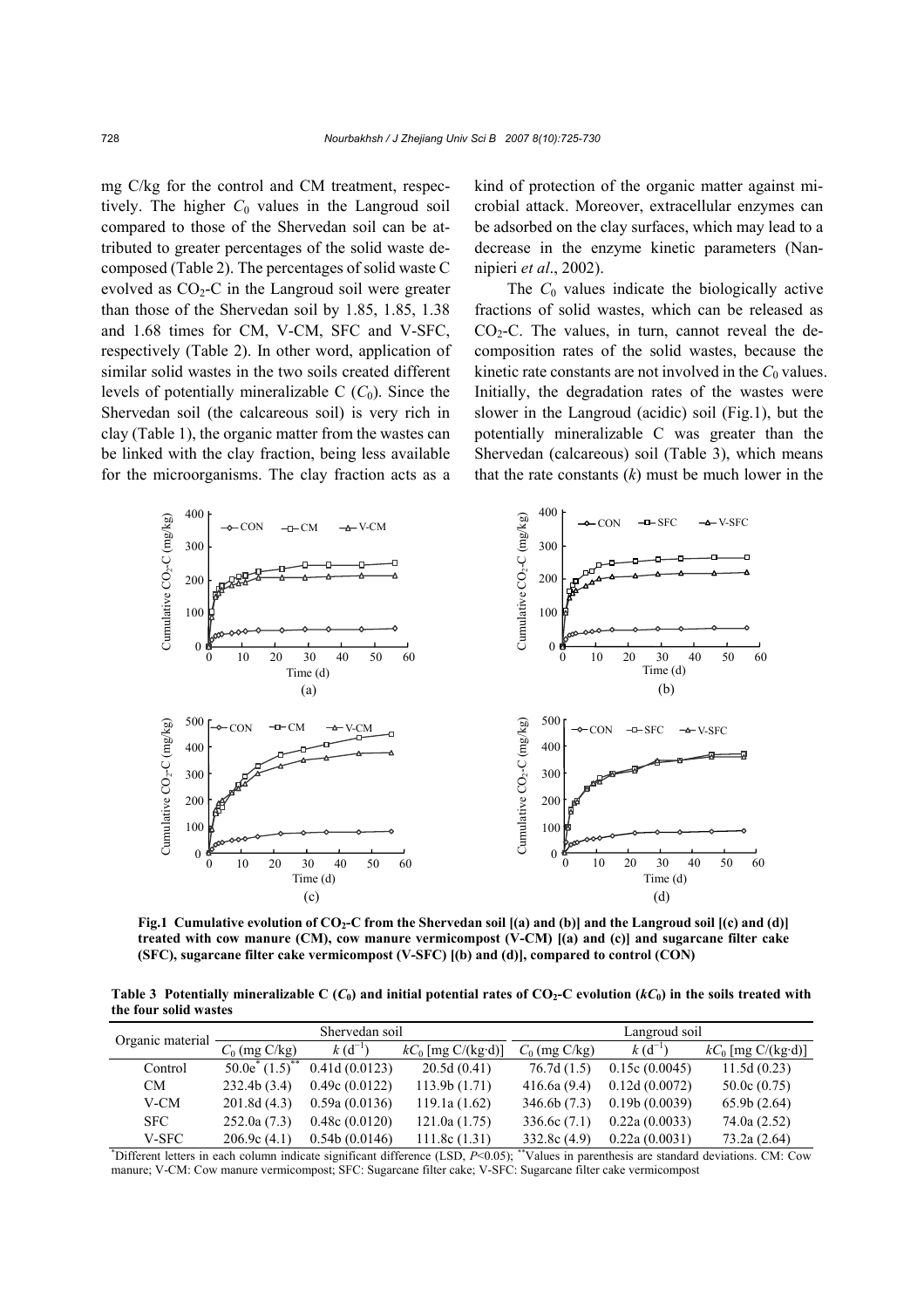mg C/kg for the control and CM treatment, respectively. The higher $C_0$ values in the Langroud soil compared to those of the Shervedan soil can be attributed to greater percentages of the solid waste decomposed (Table 2). The percentages of solid waste C evolved as $CO_2$-C in the Langroud soil were greater than those of the Shervedan soil by 1.85, 1.85, 1.38 and 1.68 times for CM, V-CM, SFC and V-SFC, respectively (Table 2). In other word, application of similar solid wastes in the two soils created different levels of potentially mineralizable C ($C_0$). Since the Shervedan soil (the calcareous soil) is very rich in clay (Table 1), the organic matter from the wastes can be linked with the clay fraction, being less available for the microorganisms. The clay fraction acts as a kind of protection of the organic matter against microbial attack. Moreover, extracellular enzymes can be adsorbed on the clay surfaces, which may lead to a decrease in the enzyme kinetic parameters (Nannipieri *et al*., 2002).

The $C_0$ values indicate the biologically active fractions of solid wastes, which can be released as $CO_2$-C. The values, in turn, cannot reveal the decomposition rates of the solid wastes, because the kinetic rate constants are not involved in the $C_0$ values. Initially, the degradation rates of the wastes were slower in the Langroud (acidic) soil (Fig.1), but the potentially mineralizable C was greater than the Shervedan (calcareous) soil (Table 3), which means that the rate constants ($k$) must be much lower in the

**Fig.1 Cumulative evolution of $CO_2$-C from the Shervedan soil [(a) and (b)] and the Langroud soil [(c) and (d)] treated with cow manure (CM), cow manure vermicompost (V-CM) [(a) and (c)] and sugarcane filter cake (SFC), sugarcane filter cake vermicompost (V-SFC) [(b) and (d)], compared to control (CON)**

**Table 3 Potentially mineralizable C ($C_0$) and initial potential rates of $CO_2$-C evolution ($kC_0$) in the soils treated with the four solid wastes**

| Organic material | Shervedan soil | | | Langroud soil | | |
|---|---|---|---|---|---|---|
| | $C_0$ (mg C/kg) | $k$ (d$^{-1}$) | $kC_0$ [mg C/(kg·d)] | $C_0$ (mg C/kg) | $k$ (d$^{-1}$) | $kC_0$ [mg C/(kg·d)] |
| Control | 50.0e* (1.5)** | 0.41d (0.0123) | 20.5d (0.41) | 76.7d (1.5) | 0.15c (0.0045) | 11.5d (0.23) |
| CM | 232.4b (3.4) | 0.49c (0.0122) | 113.9b (1.71) | 416.6a (9.4) | 0.12d (0.0072) | 50.0c (0.75) |
| V-CM | 201.8d (4.3) | 0.59a (0.0136) | 119.1a (1.62) | 346.6b (7.3) | 0.19b (0.0039) | 65.9b (2.64) |
| SFC | 252.0a (7.3) | 0.48c (0.0120) | 121.0a (1.75) | 336.6c (7.1) | 0.22a (0.0033) | 74.0a (2.52) |
| V-SFC | 206.9c (4.1) | 0.54b (0.0146) | 111.8c (1.31) | 332.8c (4.9) | 0.22a (0.0031) | 73.2a (2.64) |

*Different letters in each column indicate significant difference (LSD, $P<0.05$); **Values in parenthesis are standard deviations. CM: Cow manure; V-CM: Cow manure vermicompost; SFC: Sugarcane filter cake; V-SFC: Sugarcane filter cake vermicompost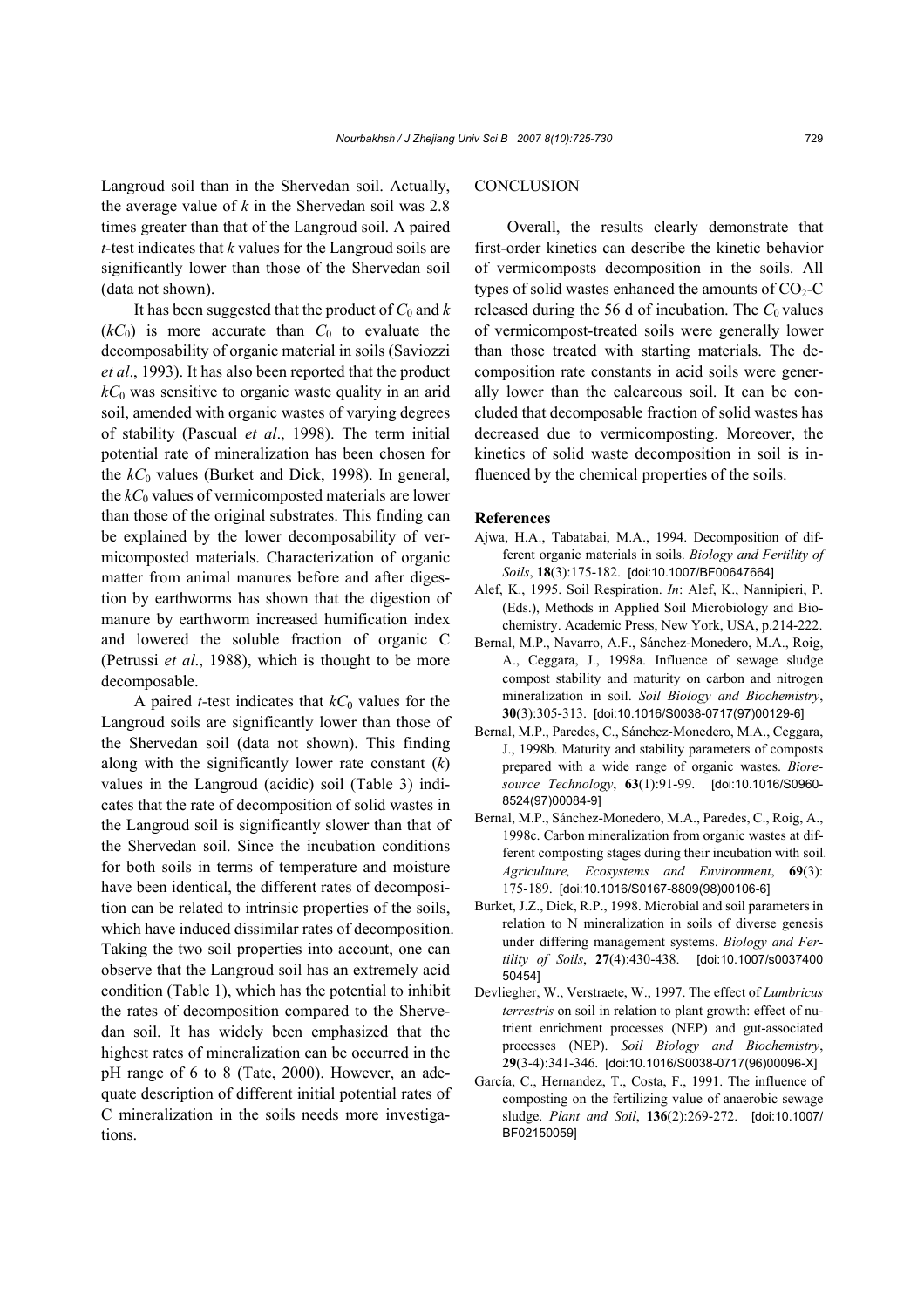Langroud soil than in the Shervedan soil. Actually, the average value of $k$ in the Shervedan soil was 2.8 times greater than that of the Langroud soil. A paired $t$-test indicates that $k$ values for the Langroud soils are significantly lower than those of the Shervedan soil (data not shown).

It has been suggested that the product of $C_0$ and $k$ ($kC_0$) is more accurate than $C_0$ to evaluate the decomposability of organic material in soils (Saviozzi *et al*., 1993). It has also been reported that the product $kC_0$ was sensitive to organic waste quality in an arid soil, amended with organic wastes of varying degrees of stability (Pascual *et al*., 1998). The term initial potential rate of mineralization has been chosen for the $kC_0$ values (Burket and Dick, 1998). In general, the $kC_0$ values of vermicomposted materials are lower than those of the original substrates. This finding can be explained by the lower decomposability of vermicomposted materials. Characterization of organic matter from animal manures before and after digestion by earthworms has shown that the digestion of manure by earthworm increased humification index and lowered the soluble fraction of organic C (Petrussi *et al*., 1988), which is thought to be more decomposable.

A paired $t$-test indicates that $kC_0$ values for the Langroud soils are significantly lower than those of the Shervedan soil (data not shown). This finding along with the significantly lower rate constant ($k$) values in the Langroud (acidic) soil (Table 3) indicates that the rate of decomposition of solid wastes in the Langroud soil is significantly slower than that of the Shervedan soil. Since the incubation conditions for both soils in terms of temperature and moisture have been identical, the different rates of decomposition can be related to intrinsic properties of the soils, which have induced dissimilar rates of decomposition. Taking the two soil properties into account, one can observe that the Langroud soil has an extremely acid condition (Table 1), which has the potential to inhibit the rates of decomposition compared to the Shervedan soil. It has widely been emphasized that the highest rates of mineralization can be occurred in the pH range of 6 to 8 (Tate, 2000). However, an adequate description of different initial potential rates of C mineralization in the soils needs more investigations.

## CONCLUSION

Overall, the results clearly demonstrate that first-order kinetics can describe the kinetic behavior of vermicomposts decomposition in the soils. All types of solid wastes enhanced the amounts of $CO_2$-C released during the 56 d of incubation. The $C_0$ values of vermicompost-treated soils were generally lower than those treated with starting materials. The decomposition rate constants in acid soils were generally lower than the calcareous soil. It can be concluded that decomposable fraction of solid wastes has decreased due to vermicomposting. Moreover, the kinetics of solid waste decomposition in soil is influenced by the chemical properties of the soils.

## References

Ajwa, H.A., Tabatabai, M.A., 1994. Decomposition of different organic materials in soils. *Biology and Fertility of Soils*, **18**(3):175-182. [doi:10.1007/BF00647664]

Alef, K., 1995. Soil Respiration. *In*: Alef, K., Nannipieri, P. (Eds.), Methods in Applied Soil Microbiology and Biochemistry. Academic Press, New York, USA, p.214-222.

Bernal, M.P., Navarro, A.F., Sánchez-Monedero, M.A., Roig, A., Ceggara, J., 1998a. Influence of sewage sludge compost stability and maturity on carbon and nitrogen mineralization in soil. *Soil Biology and Biochemistry*, **30**(3):305-313. [doi:10.1016/S0038-0717(97)00129-6]

Bernal, M.P., Paredes, C., Sánchez-Monedero, M.A., Ceggara, J., 1998b. Maturity and stability parameters of composts prepared with a wide range of organic wastes. *Bioresource Technology*, **63**(1):91-99. [doi:10.1016/S0960-8524(97)00084-9]

Bernal, M.P., Sánchez-Monedero, M.A., Paredes, C., Roig, A., 1998c. Carbon mineralization from organic wastes at different composting stages during their incubation with soil. *Agriculture, Ecosystems and Environment*, **69**(3): 175-189. [doi:10.1016/S0167-8809(98)00106-6]

Burket, J.Z., Dick, R.P., 1998. Microbial and soil parameters in relation to N mineralization in soils of diverse genesis under differing management systems. *Biology and Fertility of Soils*, **27**(4):430-438. [doi:10.1007/s003740050454]

Devliegher, W., Verstraete, W., 1997. The effect of *Lumbricus terrestris* on soil in relation to plant growth: effect of nutrient enrichment processes (NEP) and gut-associated processes (NEP). *Soil Biology and Biochemistry*, **29**(3-4):341-346. [doi:10.1016/S0038-0717(96)00096-X]

García, C., Hernandez, T., Costa, F., 1991. The influence of composting on the fertilizing value of anaerobic sewage sludge. *Plant and Soil*, **136**(2):269-272. [doi:10.1007/BF02150059]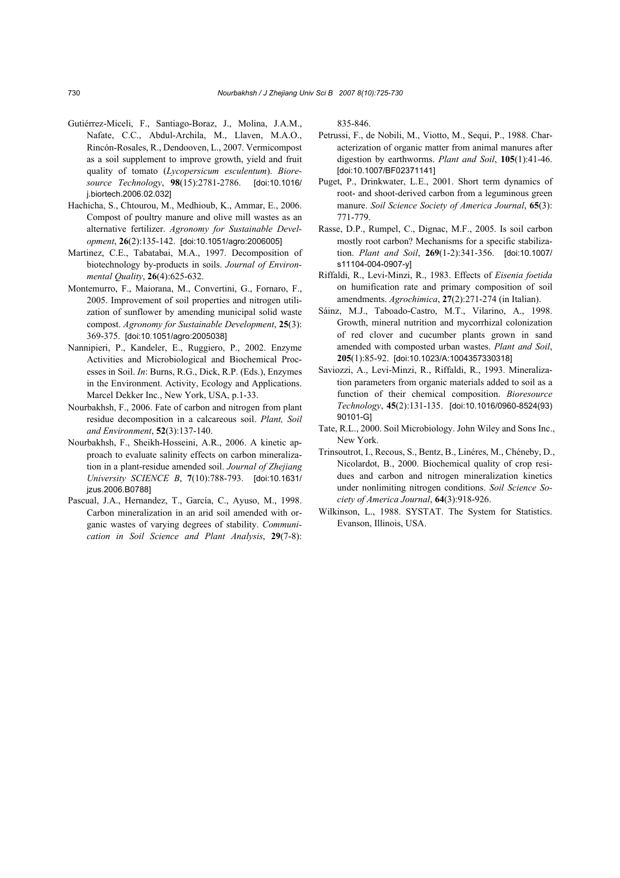Gutiérrez-Miceli, F., Santiago-Boraz, J., Molina, J.A.M., Nafate, C.C., Abdul-Archila, M., Llaven, M.A.O., Rincón-Rosales, R., Dendooven, L., 2007. Vermicompost as a soil supplement to improve growth, yield and fruit quality of tomato (*Lycopersicum esculentum*). *Bioresource Technology*, **98**(15):2781-2786. [doi:10.1016/j.biortech.2006.02.032]

Hachicha, S., Chtourou, M., Medhioub, K., Ammar, E., 2006. Compost of poultry manure and olive mill wastes as an alternative fertilizer. *Agronomy for Sustainable Development*, **26**(2):135-142. [doi:10.1051/agro:2006005]

Martinez, C.E., Tabatabai, M.A., 1997. Decomposition of biotechnology by-products in soils. *Journal of Environmental Quality*, **26**(4):625-632.

Montemurro, F., Maiorana, M., Convertini, G., Fornaro, F., 2005. Improvement of soil properties and nitrogen utilization of sunflower by amending municipal solid waste compost. *Agronomy for Sustainable Development*, **25**(3): 369-375. [doi:10.1051/agro:2005038]

Nannipieri, P., Kandeler, E., Ruggiero, P., 2002. Enzyme Activities and Microbiological and Biochemical Processes in Soil. *In*: Burns, R.G., Dick, R.P. (Eds.), Enzymes in the Environment. Activity, Ecology and Applications. Marcel Dekker Inc., New York, USA, p.1-33.

Nourbakhsh, F., 2006. Fate of carbon and nitrogen from plant residue decomposition in a calcareous soil. *Plant, Soil and Environment*, **52**(3):137-140.

Nourbakhsh, F., Sheikh-Hosseini, A.R., 2006. A kinetic approach to evaluate salinity effects on carbon mineralization in a plant-residue amended soil. *Journal of Zhejiang University SCIENCE B*, **7**(10):788-793. [doi:10.1631/jzus.2006.B0788]

Pascual, J.A., Hernandez, T., García, C., Ayuso, M., 1998. Carbon mineralization in an arid soil amended with organic wastes of varying degrees of stability. *Communication in Soil Science and Plant Analysis*, **29**(7-8): 835-846.

Petrussi, F., de Nobili, M., Viotto, M., Sequi, P., 1988. Characterization of organic matter from animal manures after digestion by earthworms. *Plant and Soil*, **105**(1):41-46. [doi:10.1007/BF02371141]

Puget, P., Drinkwater, L.E., 2001. Short term dynamics of root- and shoot-derived carbon from a leguminous green manure. *Soil Science Society of America Journal*, **65**(3): 771-779.

Rasse, D.P., Rumpel, C., Dignac, M.F., 2005. Is soil carbon mostly root carbon? Mechanisms for a specific stabilization. *Plant and Soil*, **269**(1-2):341-356. [doi:10.1007/s11104-004-0907-y]

Riffaldi, R., Levi-Minzi, R., 1983. Effects of *Eisenia foetida* on humification rate and primary composition of soil amendments. *Agrochimica*, **27**(2):271-274 (in Italian).

Sáinz, M.J., Taboado-Castro, M.T., Vilarino, A., 1998. Growth, mineral nutrition and mycorrhizal colonization of red clover and cucumber plants grown in sand amended with composted urban wastes. *Plant and Soil*, **205**(1):85-92. [doi:10.1023/A:1004357330318]

Saviozzi, A., Levi-Minzi, R., Riffaldi, R., 1993. Mineralization parameters from organic materials added to soil as a function of their chemical composition. *Bioresource Technology*, **45**(2):131-135. [doi:10.1016/0960-8524(93)90101-G]

Tate, R.L., 2000. Soil Microbiology. John Wiley and Sons Inc., New York.

Trinsoutrot, I., Recous, S., Bentz, B., Linéres, M., Chéneby, D., Nicolardot, B., 2000. Biochemical quality of crop residues and carbon and nitrogen mineralization kinetics under nonlimiting nitrogen conditions. *Soil Science Society of America Journal*, **64**(3):918-926.

Wilkinson, L., 1988. SYSTAT. The System for Statistics. Evanson, Illinois, USA.